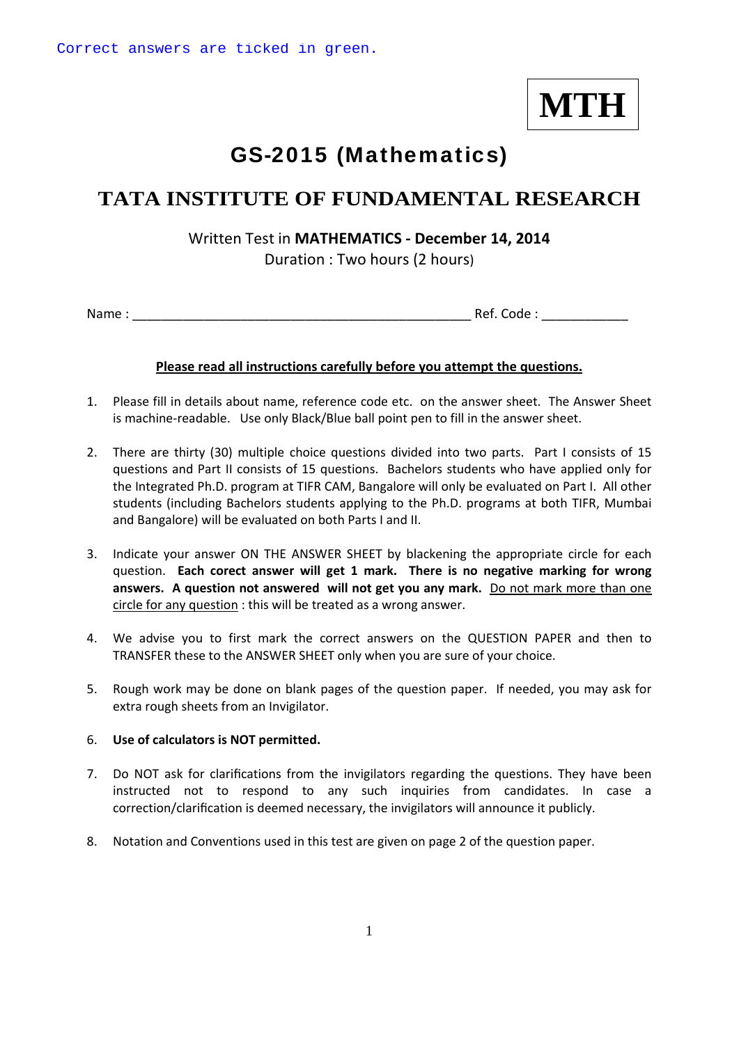Correct answers are ticked in green.

**MTH**

# GS-2015 (Mathematics)

## TATA INSTITUTE OF FUNDAMENTAL RESEARCH

Written Test in **MATHEMATICS - December 14, 2014**
Duration : Two hours (2 hours)

Name : ______________________________________________ Ref. Code : ____________

**Please read all instructions carefully before you attempt the questions.**

1. Please fill in details about name, reference code etc. on the answer sheet. The Answer Sheet is machine-readable. Use only Black/Blue ball point pen to fill in the answer sheet.

2. There are thirty (30) multiple choice questions divided into two parts. Part I consists of 15 questions and Part II consists of 15 questions. Bachelors students who have applied only for the Integrated Ph.D. program at TIFR CAM, Bangalore will only be evaluated on Part I. All other students (including Bachelors students applying to the Ph.D. programs at both TIFR, Mumbai and Bangalore) will be evaluated on both Parts I and II.

3. Indicate your answer ON THE ANSWER SHEET by blackening the appropriate circle for each question. **Each corect answer will get 1 mark. There is no negative marking for wrong answers. A question not answered will not get you any mark.** Do not mark more than one circle for any question : this will be treated as a wrong answer.

4. We advise you to first mark the correct answers on the QUESTION PAPER and then to TRANSFER these to the ANSWER SHEET only when you are sure of your choice.

5. Rough work may be done on blank pages of the question paper. If needed, you may ask for extra rough sheets from an Invigilator.

6. **Use of calculators is NOT permitted.**

7. Do NOT ask for clarifications from the invigilators regarding the questions. They have been instructed not to respond to any such inquiries from candidates. In case a correction/clarification is deemed necessary, the invigilators will announce it publicly.

8. Notation and Conventions used in this test are given on page 2 of the question paper.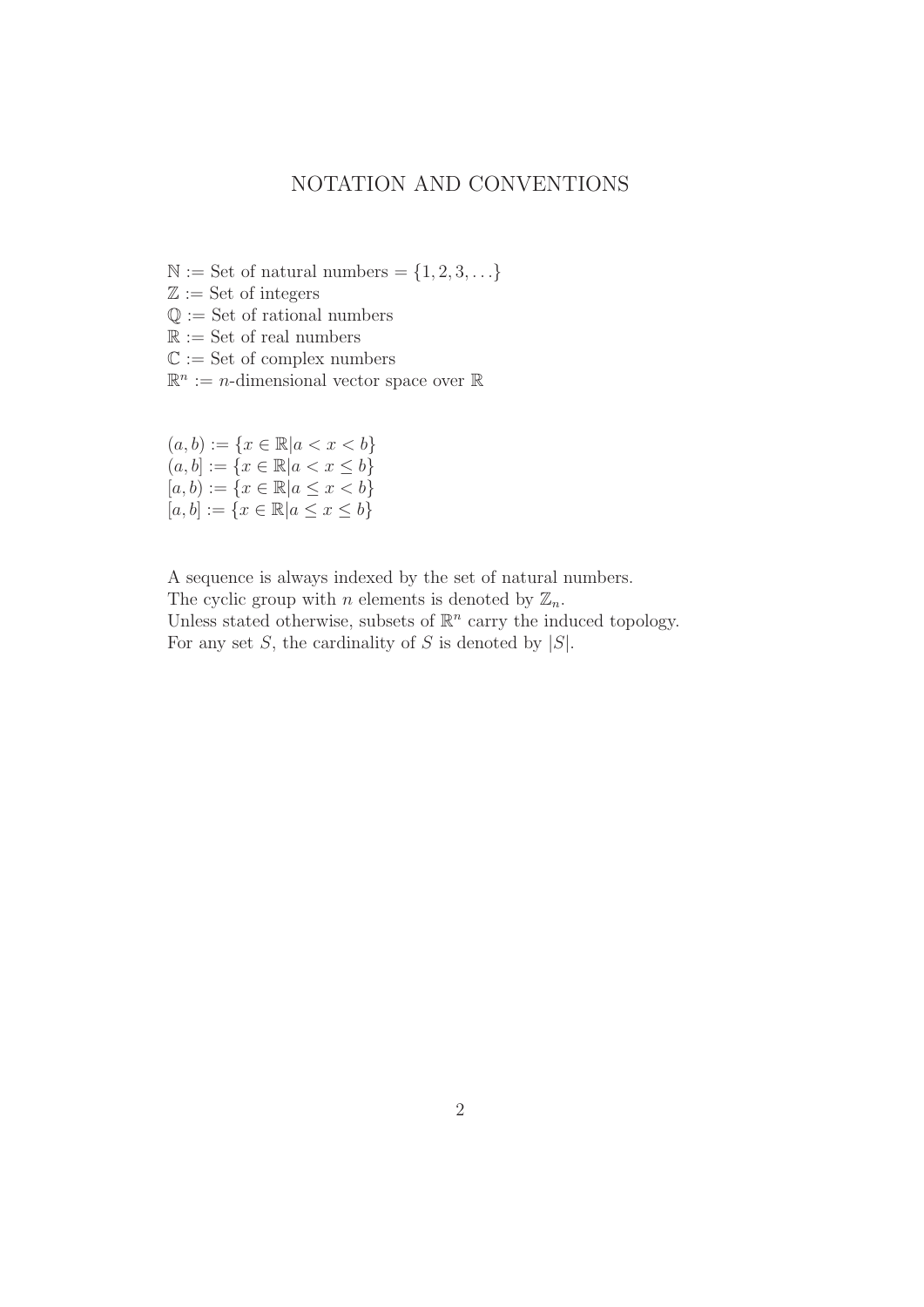# NOTATION AND CONVENTIONS

$\mathbb{N} :=$ Set of natural numbers $= \{1, 2, 3, \ldots\}$
$\mathbb{Z} :=$ Set of integers
$\mathbb{Q} :=$ Set of rational numbers
$\mathbb{R} :=$ Set of real numbers
$\mathbb{C} :=$ Set of complex numbers
$\mathbb{R}^n :=$ $n$-dimensional vector space over $\mathbb{R}$

$(a, b) := \{x \in \mathbb{R} | a < x < b\}$
$(a, b] := \{x \in \mathbb{R} | a < x \leq b\}$
$[a, b) := \{x \in \mathbb{R} | a \leq x < b\}$
$[a, b] := \{x \in \mathbb{R} | a \leq x \leq b\}$

A sequence is always indexed by the set of natural numbers.
The cyclic group with $n$ elements is denoted by $\mathbb{Z}_n$.
Unless stated otherwise, subsets of $\mathbb{R}^n$ carry the induced topology.
For any set $S$, the cardinality of $S$ is denoted by $|S|$.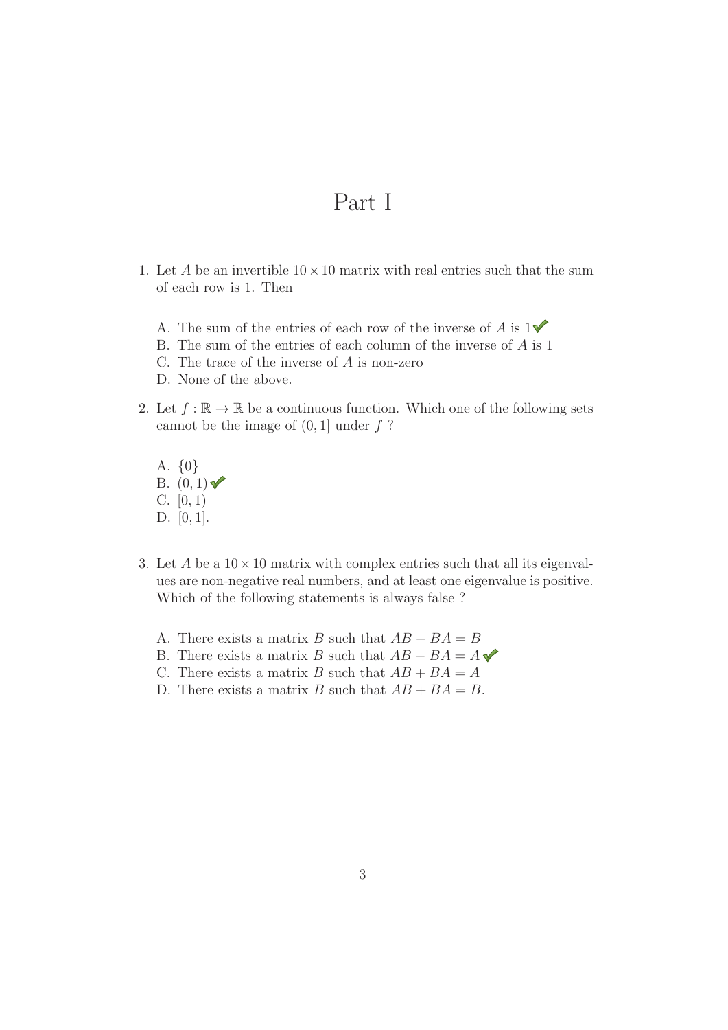# Part I

1. Let $A$ be an invertible $10 \times 10$ matrix with real entries such that the sum of each row is 1. Then

   A. The sum of the entries of each row of the inverse of $A$ is 1 ✓
   B. The sum of the entries of each column of the inverse of $A$ is 1
   C. The trace of the inverse of $A$ is non-zero
   D. None of the above.

2. Let $f : \mathbb{R} \to \mathbb{R}$ be a continuous function. Which one of the following sets cannot be the image of $(0, 1]$ under $f$ ?

   A. $\{0\}$
   B. $(0, 1)$ ✓
   C. $[0, 1)$
   D. $[0, 1]$.

3. Let $A$ be a $10 \times 10$ matrix with complex entries such that all its eigenvalues are non-negative real numbers, and at least one eigenvalue is positive. Which of the following statements is always false ?

   A. There exists a matrix $B$ such that $AB - BA = B$
   B. There exists a matrix $B$ such that $AB - BA = A$ ✓
   C. There exists a matrix $B$ such that $AB + BA = A$
   D. There exists a matrix $B$ such that $AB + BA = B$.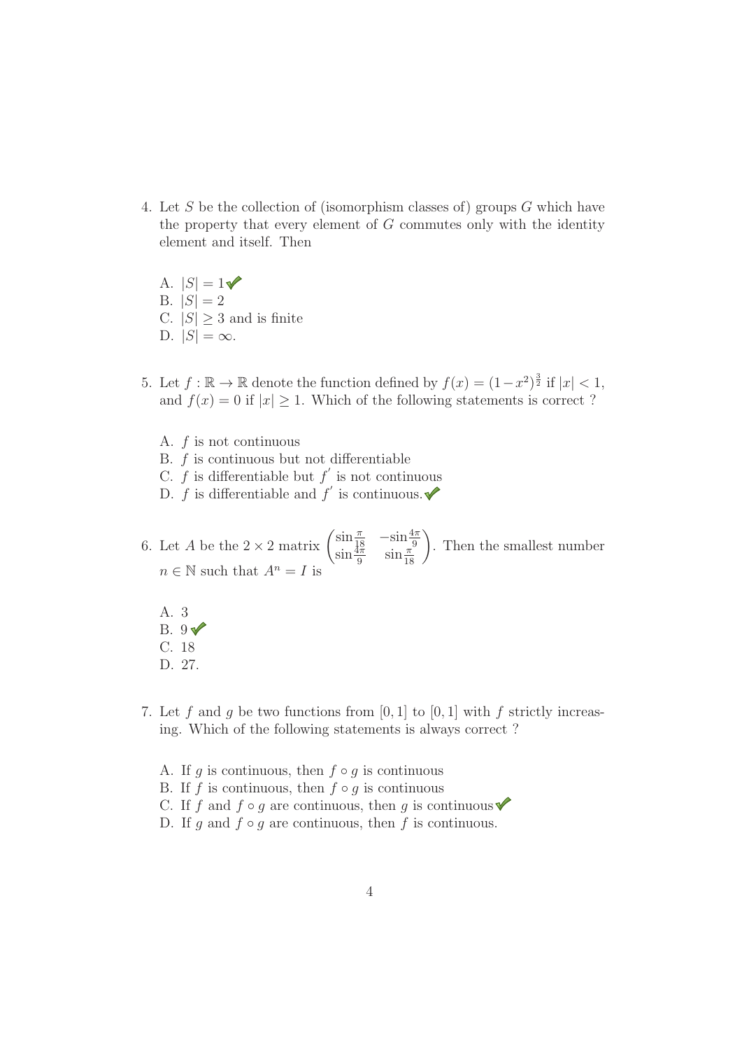4. Let $S$ be the collection of (isomorphism classes of) groups $G$ which have the property that every element of $G$ commutes only with the identity element and itself. Then

   A. $|S| = 1$ ✔
   B. $|S| = 2$
   C. $|S| \geq 3$ and is finite
   D. $|S| = \infty$.

5. Let $f : \mathbb{R} \to \mathbb{R}$ denote the function defined by $f(x) = (1 - x^2)^{\frac{3}{2}}$ if $|x| < 1$, and $f(x) = 0$ if $|x| \geq 1$. Which of the following statements is correct ?

   A. $f$ is not continuous
   B. $f$ is continuous but not differentiable
   C. $f$ is differentiable but $f'$ is not continuous
   D. $f$ is differentiable and $f'$ is continuous. ✔

6. Let $A$ be the $2 \times 2$ matrix $\begin{pmatrix} \sin\frac{\pi}{18} & -\sin\frac{4\pi}{9} \\ \sin\frac{4\pi}{9} & \sin\frac{\pi}{18} \end{pmatrix}$. Then the smallest number $n \in \mathbb{N}$ such that $A^n = I$ is

   A. 3
   B. 9 ✔
   C. 18
   D. 27.

7. Let $f$ and $g$ be two functions from $[0, 1]$ to $[0, 1]$ with $f$ strictly increasing. Which of the following statements is always correct ?

   A. If $g$ is continuous, then $f \circ g$ is continuous
   B. If $f$ is continuous, then $f \circ g$ is continuous
   C. If $f$ and $f \circ g$ are continuous, then $g$ is continuous ✔
   D. If $g$ and $f \circ g$ are continuous, then $f$ is continuous.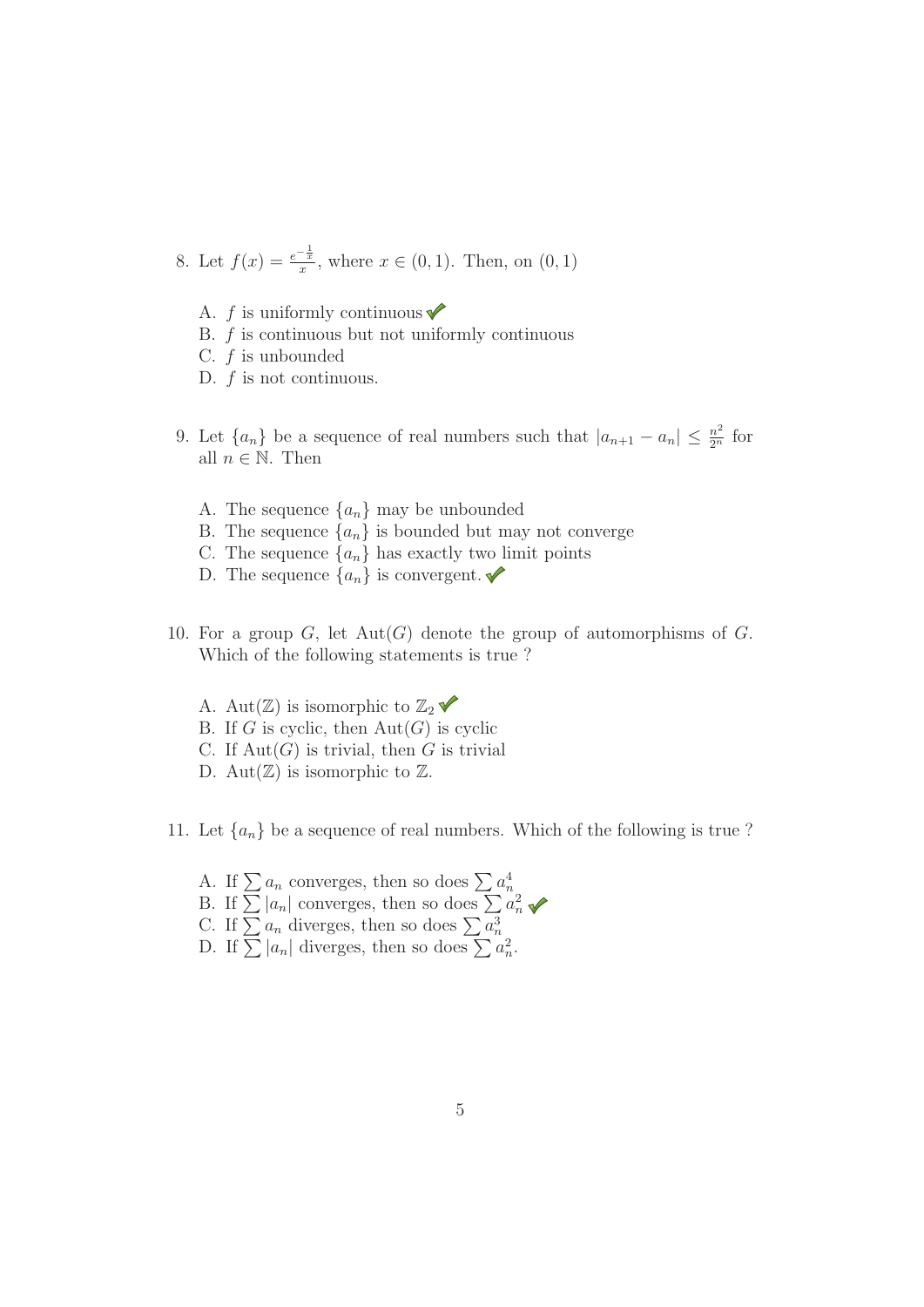8. Let $f(x) = \frac{e^{-\frac{1}{x}}}{x}$, where $x \in (0, 1)$. Then, on $(0, 1)$

   A. $f$ is uniformly continuous ✔
   B. $f$ is continuous but not uniformly continuous
   C. $f$ is unbounded
   D. $f$ is not continuous.

9. Let $\{a_n\}$ be a sequence of real numbers such that $|a_{n+1} - a_n| \leq \frac{n^2}{2^n}$ for all $n \in \mathbb{N}$. Then

   A. The sequence $\{a_n\}$ may be unbounded
   B. The sequence $\{a_n\}$ is bounded but may not converge
   C. The sequence $\{a_n\}$ has exactly two limit points
   D. The sequence $\{a_n\}$ is convergent. ✔

10. For a group $G$, let $\text{Aut}(G)$ denote the group of automorphisms of $G$. Which of the following statements is true ?

    A. $\text{Aut}(\mathbb{Z})$ is isomorphic to $\mathbb{Z}_2$ ✔
    B. If $G$ is cyclic, then $\text{Aut}(G)$ is cyclic
    C. If $\text{Aut}(G)$ is trivial, then $G$ is trivial
    D. $\text{Aut}(\mathbb{Z})$ is isomorphic to $\mathbb{Z}$.

11. Let $\{a_n\}$ be a sequence of real numbers. Which of the following is true ?

    A. If $\sum a_n$ converges, then so does $\sum a_n^4$
    B. If $\sum |a_n|$ converges, then so does $\sum a_n^2$ ✔
    C. If $\sum a_n$ diverges, then so does $\sum a_n^3$
    D. If $\sum |a_n|$ diverges, then so does $\sum a_n^2$.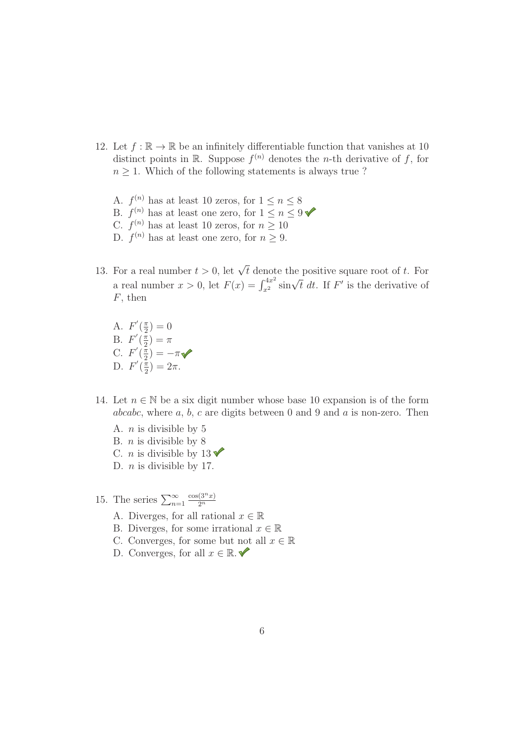12. Let $f : \mathbb{R} \to \mathbb{R}$ be an infinitely differentiable function that vanishes at 10 distinct points in $\mathbb{R}$. Suppose $f^{(n)}$ denotes the $n$-th derivative of $f$, for $n \geq 1$. Which of the following statements is always true ?

    A. $f^{(n)}$ has at least 10 zeros, for $1 \leq n \leq 8$
    B. $f^{(n)}$ has at least one zero, for $1 \leq n \leq 9$ ✔
    C. $f^{(n)}$ has at least 10 zeros, for $n \geq 10$
    D. $f^{(n)}$ has at least one zero, for $n \geq 9$.

13. For a real number $t > 0$, let $\sqrt{t}$ denote the positive square root of $t$. For a real number $x > 0$, let $F(x) = \int_{x^2}^{4x^2} \sin\sqrt{t}\, dt$. If $F'$ is the derivative of $F$, then

    A. $F'(\frac{\pi}{2}) = 0$
    B. $F'(\frac{\pi}{2}) = \pi$
    C. $F'(\frac{\pi}{2}) = -\pi$ ✔
    D. $F'(\frac{\pi}{2}) = 2\pi$.

14. Let $n \in \mathbb{N}$ be a six digit number whose base 10 expansion is of the form $abcabc$, where $a$, $b$, $c$ are digits between 0 and 9 and $a$ is non-zero. Then

    A. $n$ is divisible by 5
    B. $n$ is divisible by 8
    C. $n$ is divisible by 13 ✔
    D. $n$ is divisible by 17.

15. The series $\sum_{n=1}^{\infty} \frac{\cos(3^n x)}{2^n}$

    A. Diverges, for all rational $x \in \mathbb{R}$
    B. Diverges, for some irrational $x \in \mathbb{R}$
    C. Converges, for some but not all $x \in \mathbb{R}$
    D. Converges, for all $x \in \mathbb{R}$. ✔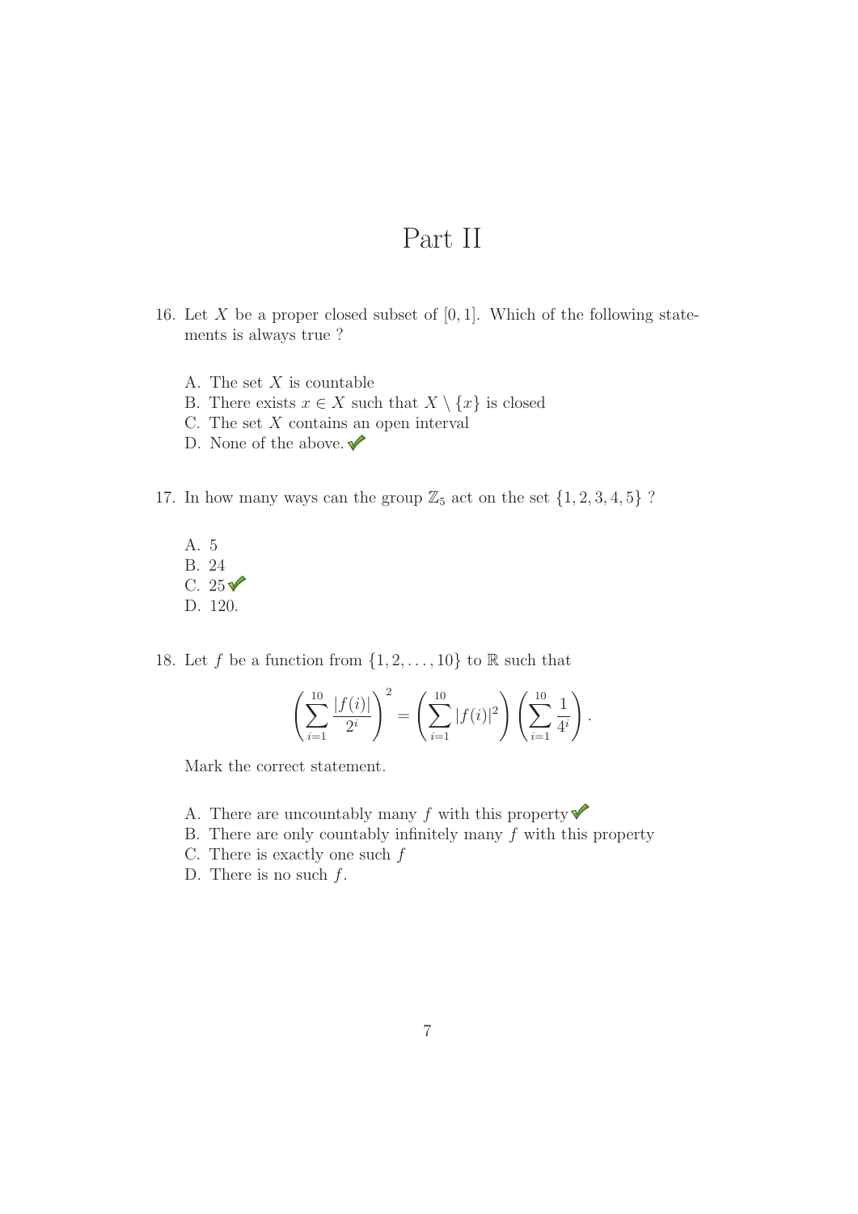# Part II

16. Let $X$ be a proper closed subset of $[0, 1]$. Which of the following statements is always true ?

    A. The set $X$ is countable
    B. There exists $x \in X$ such that $X \setminus \{x\}$ is closed
    C. The set $X$ contains an open interval
    D. None of the above. ✔

17. In how many ways can the group $\mathbb{Z}_5$ act on the set $\{1, 2, 3, 4, 5\}$ ?

    A. 5
    B. 24
    C. 25 ✔
    D. 120.

18. Let $f$ be a function from $\{1, 2, \ldots, 10\}$ to $\mathbb{R}$ such that

$$\left( \sum_{i=1}^{10} \frac{|f(i)|}{2^i} \right)^2 = \left( \sum_{i=1}^{10} |f(i)|^2 \right) \left( \sum_{i=1}^{10} \frac{1}{4^i} \right).$$

Mark the correct statement.

   A. There are uncountably many $f$ with this property ✔
   B. There are only countably infinitely many $f$ with this property
   C. There is exactly one such $f$
   D. There is no such $f$.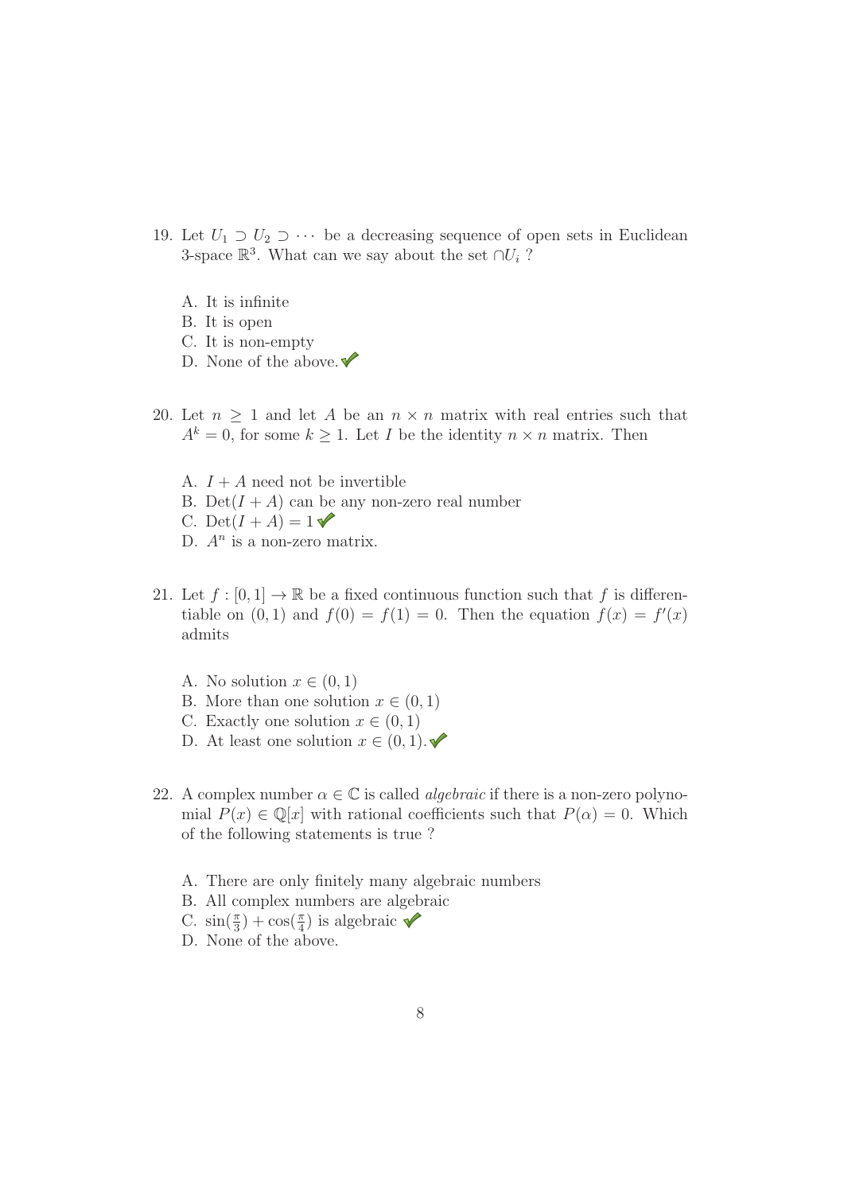19. Let $U_1 \supset U_2 \supset \cdots$ be a decreasing sequence of open sets in Euclidean 3-space $\mathbb{R}^3$. What can we say about the set $\cap U_i$ ?

    A. It is infinite
    B. It is open
    C. It is non-empty
    D. None of the above. ✔

20. Let $n \geq 1$ and let $A$ be an $n \times n$ matrix with real entries such that $A^k = 0$, for some $k \geq 1$. Let $I$ be the identity $n \times n$ matrix. Then

    A. $I + A$ need not be invertible
    B. $\text{Det}(I + A)$ can be any non-zero real number
    C. $\text{Det}(I + A) = 1$ ✔
    D. $A^n$ is a non-zero matrix.

21. Let $f : [0, 1] \to \mathbb{R}$ be a fixed continuous function such that $f$ is differentiable on $(0, 1)$ and $f(0) = f(1) = 0$. Then the equation $f(x) = f'(x)$ admits

    A. No solution $x \in (0, 1)$
    B. More than one solution $x \in (0, 1)$
    C. Exactly one solution $x \in (0, 1)$
    D. At least one solution $x \in (0, 1)$. ✔

22. A complex number $\alpha \in \mathbb{C}$ is called *algebraic* if there is a non-zero polynomial $P(x) \in \mathbb{Q}[x]$ with rational coefficients such that $P(\alpha) = 0$. Which of the following statements is true ?

    A. There are only finitely many algebraic numbers
    B. All complex numbers are algebraic
    C. $\sin(\frac{\pi}{3}) + \cos(\frac{\pi}{4})$ is algebraic ✔
    D. None of the above.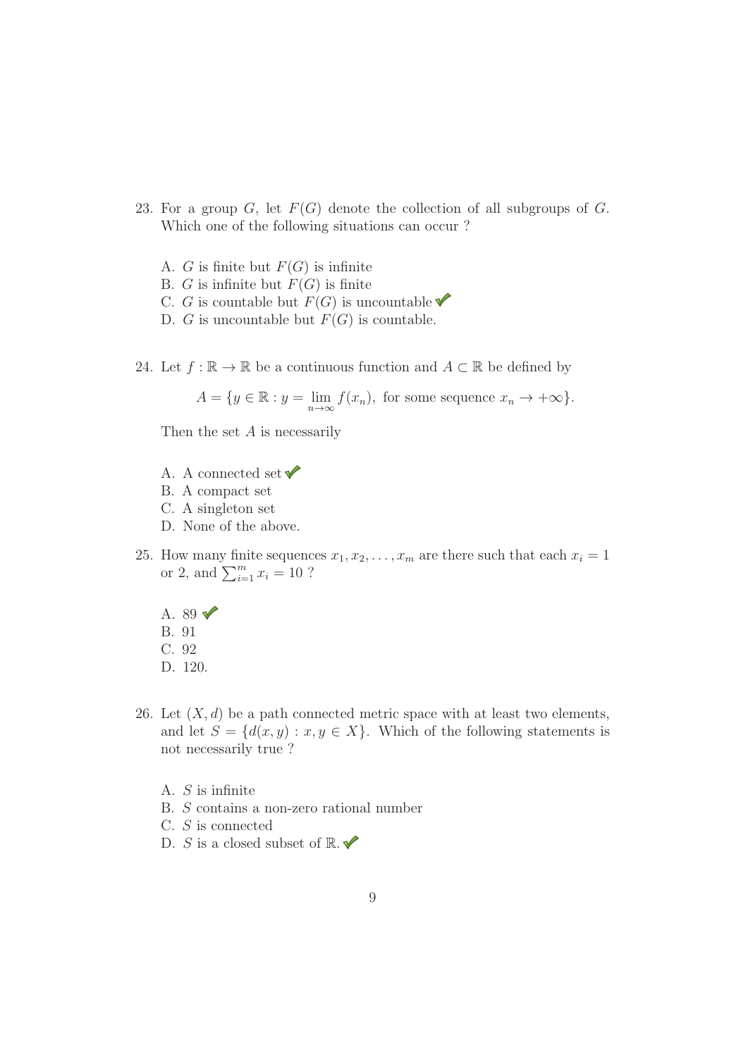23. For a group $G$, let $F(G)$ denote the collection of all subgroups of $G$. Which one of the following situations can occur ?

    A. $G$ is finite but $F(G)$ is infinite
    B. $G$ is infinite but $F(G)$ is finite
    C. $G$ is countable but $F(G)$ is uncountable ✓
    D. $G$ is uncountable but $F(G)$ is countable.

24. Let $f : \mathbb{R} \to \mathbb{R}$ be a continuous function and $A \subset \mathbb{R}$ be defined by

    $$A = \{y \in \mathbb{R} : y = \lim_{n\to\infty} f(x_n), \text{ for some sequence } x_n \to +\infty\}.$$

    Then the set $A$ is necessarily

    A. A connected set ✓
    B. A compact set
    C. A singleton set
    D. None of the above.

25. How many finite sequences $x_1, x_2, \ldots, x_m$ are there such that each $x_i = 1$ or 2, and $\sum_{i=1}^{m} x_i = 10$ ?

    A. 89 ✓
    B. 91
    C. 92
    D. 120.

26. Let $(X, d)$ be a path connected metric space with at least two elements, and let $S = \{d(x, y) : x, y \in X\}$. Which of the following statements is not necessarily true ?

    A. $S$ is infinite
    B. $S$ contains a non-zero rational number
    C. $S$ is connected
    D. $S$ is a closed subset of $\mathbb{R}$. ✓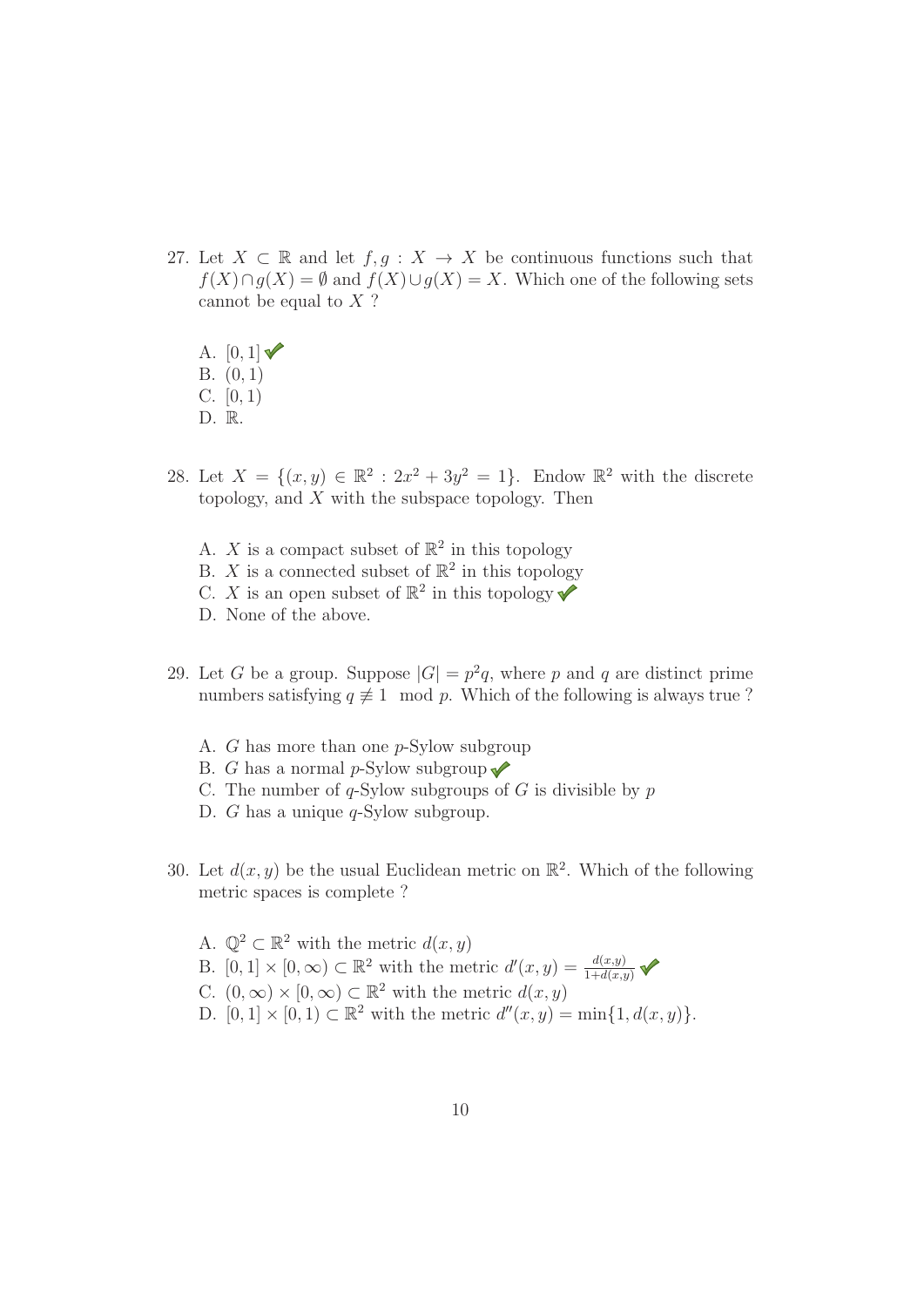27. Let $X \subset \mathbb{R}$ and let $f, g : X \to X$ be continuous functions such that $f(X) \cap g(X) = \emptyset$ and $f(X) \cup g(X) = X$. Which one of the following sets cannot be equal to $X$ ?

    A. $[0, 1]$ ✔
    B. $(0, 1)$
    C. $[0, 1)$
    D. $\mathbb{R}$.

28. Let $X = \{(x, y) \in \mathbb{R}^2 : 2x^2 + 3y^2 = 1\}$. Endow $\mathbb{R}^2$ with the discrete topology, and $X$ with the subspace topology. Then

    A. $X$ is a compact subset of $\mathbb{R}^2$ in this topology
    B. $X$ is a connected subset of $\mathbb{R}^2$ in this topology
    C. $X$ is an open subset of $\mathbb{R}^2$ in this topology ✔
    D. None of the above.

29. Let $G$ be a group. Suppose $|G| = p^2q$, where $p$ and $q$ are distinct prime numbers satisfying $q \not\equiv 1 \mod p$. Which of the following is always true ?

    A. $G$ has more than one $p$-Sylow subgroup
    B. $G$ has a normal $p$-Sylow subgroup ✔
    C. The number of $q$-Sylow subgroups of $G$ is divisible by $p$
    D. $G$ has a unique $q$-Sylow subgroup.

30. Let $d(x, y)$ be the usual Euclidean metric on $\mathbb{R}^2$. Which of the following metric spaces is complete ?

    A. $\mathbb{Q}^2 \subset \mathbb{R}^2$ with the metric $d(x, y)$
    B. $[0, 1] \times [0, \infty) \subset \mathbb{R}^2$ with the metric $d'(x, y) = \frac{d(x,y)}{1+d(x,y)}$ ✔
    C. $(0, \infty) \times [0, \infty) \subset \mathbb{R}^2$ with the metric $d(x, y)$
    D. $[0, 1] \times [0, 1) \subset \mathbb{R}^2$ with the metric $d''(x, y) = \min\{1, d(x, y)\}$.